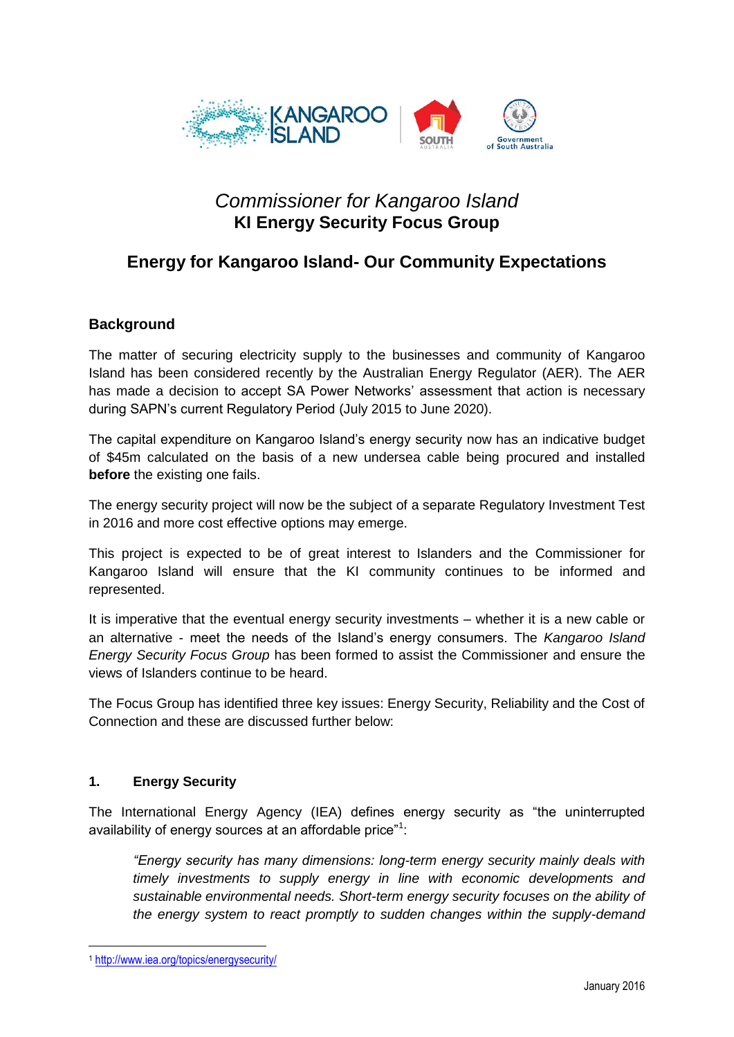*Commissioner for Kangaroo Island*
**KI Energy Security Focus Group**

# Energy for Kangaroo Island- Our Community Expectations

## Background

The matter of securing electricity supply to the businesses and community of Kangaroo Island has been considered recently by the Australian Energy Regulator (AER). The AER has made a decision to accept SA Power Networks' assessment that action is necessary during SAPN's current Regulatory Period (July 2015 to June 2020).

The capital expenditure on Kangaroo Island's energy security now has an indicative budget of $45m calculated on the basis of a new undersea cable being procured and installed **before** the existing one fails.

The energy security project will now be the subject of a separate Regulatory Investment Test in 2016 and more cost effective options may emerge.

This project is expected to be of great interest to Islanders and the Commissioner for Kangaroo Island will ensure that the KI community continues to be informed and represented.

It is imperative that the eventual energy security investments – whether it is a new cable or an alternative - meet the needs of the Island's energy consumers. The *Kangaroo Island Energy Security Focus Group* has been formed to assist the Commissioner and ensure the views of Islanders continue to be heard.

The Focus Group has identified three key issues: Energy Security, Reliability and the Cost of Connection and these are discussed further below:

### 1. Energy Security

The International Energy Agency (IEA) defines energy security as "the uninterrupted availability of energy sources at an affordable price"[1]:

> *"Energy security has many dimensions: long-term energy security mainly deals with timely investments to supply energy in line with economic developments and sustainable environmental needs. Short-term energy security focuses on the ability of the energy system to react promptly to sudden changes within the supply-demand*

[1] http://www.iea.org/topics/energysecurity/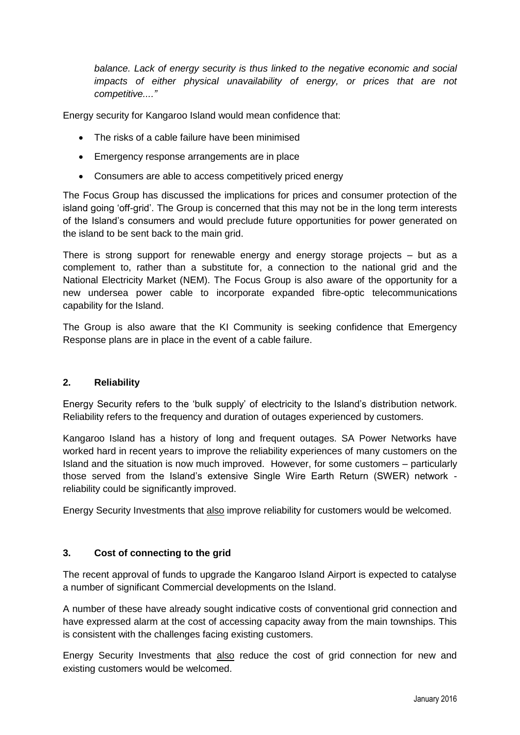*balance. Lack of energy security is thus linked to the negative economic and social impacts of either physical unavailability of energy, or prices that are not competitive...."*

Energy security for Kangaroo Island would mean confidence that:

- The risks of a cable failure have been minimised
- Emergency response arrangements are in place
- Consumers are able to access competitively priced energy

The Focus Group has discussed the implications for prices and consumer protection of the island going 'off-grid'. The Group is concerned that this may not be in the long term interests of the Island's consumers and would preclude future opportunities for power generated on the island to be sent back to the main grid.

There is strong support for renewable energy and energy storage projects – but as a complement to, rather than a substitute for, a connection to the national grid and the National Electricity Market (NEM). The Focus Group is also aware of the opportunity for a new undersea power cable to incorporate expanded fibre-optic telecommunications capability for the Island.

The Group is also aware that the KI Community is seeking confidence that Emergency Response plans are in place in the event of a cable failure.

## 2. Reliability

Energy Security refers to the 'bulk supply' of electricity to the Island's distribution network. Reliability refers to the frequency and duration of outages experienced by customers.

Kangaroo Island has a history of long and frequent outages. SA Power Networks have worked hard in recent years to improve the reliability experiences of many customers on the Island and the situation is now much improved. However, for some customers – particularly those served from the Island's extensive Single Wire Earth Return (SWER) network - reliability could be significantly improved.

Energy Security Investments that <u>also</u> improve reliability for customers would be welcomed.

## 3. Cost of connecting to the grid

The recent approval of funds to upgrade the Kangaroo Island Airport is expected to catalyse a number of significant Commercial developments on the Island.

A number of these have already sought indicative costs of conventional grid connection and have expressed alarm at the cost of accessing capacity away from the main townships. This is consistent with the challenges facing existing customers.

Energy Security Investments that <u>also</u> reduce the cost of grid connection for new and existing customers would be welcomed.